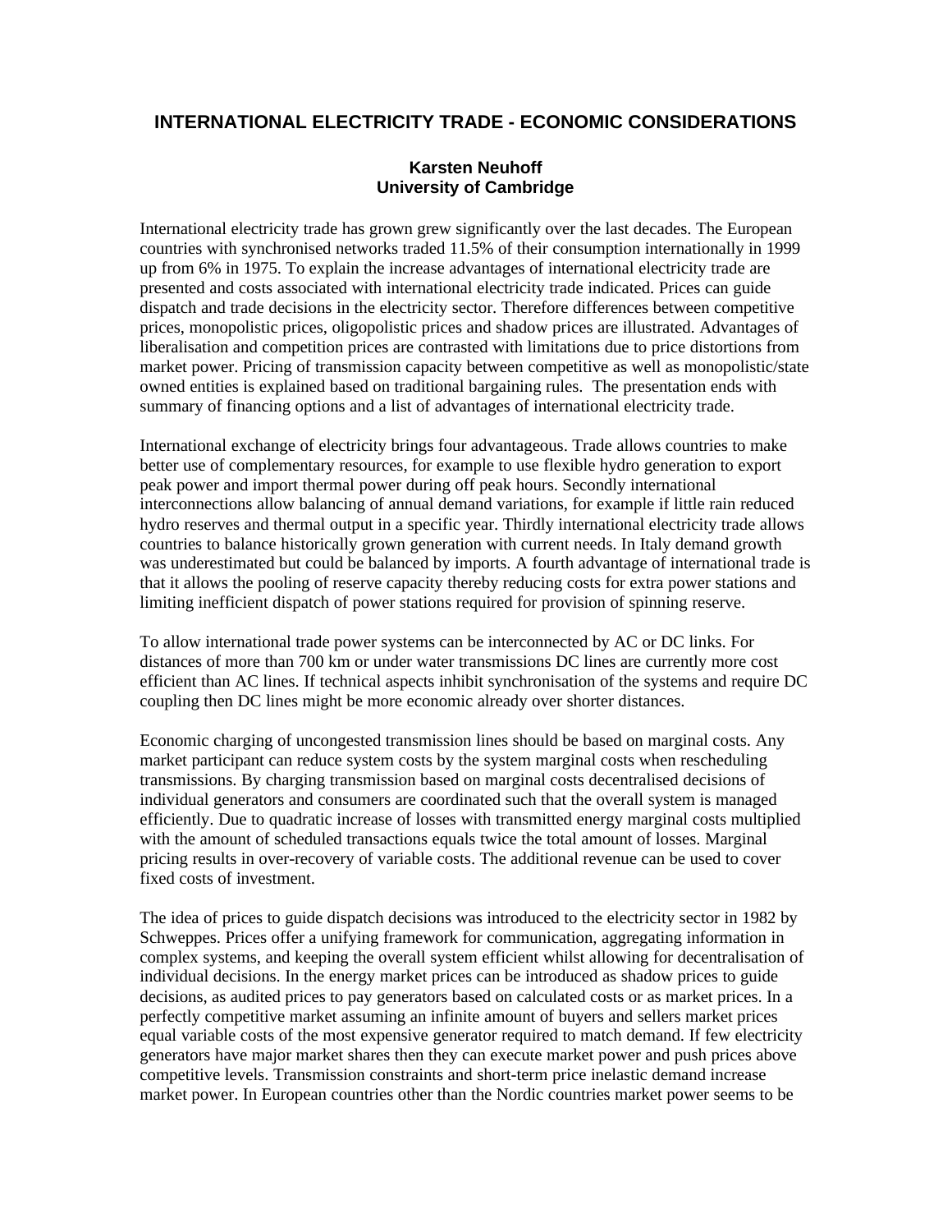# INTERNATIONAL ELECTRICITY TRADE - ECONOMIC CONSIDERATIONS

**Karsten Neuhoff**
**University of Cambridge**

International electricity trade has grown grew significantly over the last decades. The European countries with synchronised networks traded 11.5% of their consumption internationally in 1999 up from 6% in 1975. To explain the increase advantages of international electricity trade are presented and costs associated with international electricity trade indicated. Prices can guide dispatch and trade decisions in the electricity sector. Therefore differences between competitive prices, monopolistic prices, oligopolistic prices and shadow prices are illustrated. Advantages of liberalisation and competition prices are contrasted with limitations due to price distortions from market power. Pricing of transmission capacity between competitive as well as monopolistic/state owned entities is explained based on traditional bargaining rules. The presentation ends with summary of financing options and a list of advantages of international electricity trade.

International exchange of electricity brings four advantageous. Trade allows countries to make better use of complementary resources, for example to use flexible hydro generation to export peak power and import thermal power during off peak hours. Secondly international interconnections allow balancing of annual demand variations, for example if little rain reduced hydro reserves and thermal output in a specific year. Thirdly international electricity trade allows countries to balance historically grown generation with current needs. In Italy demand growth was underestimated but could be balanced by imports. A fourth advantage of international trade is that it allows the pooling of reserve capacity thereby reducing costs for extra power stations and limiting inefficient dispatch of power stations required for provision of spinning reserve.

To allow international trade power systems can be interconnected by AC or DC links. For distances of more than 700 km or under water transmissions DC lines are currently more cost efficient than AC lines. If technical aspects inhibit synchronisation of the systems and require DC coupling then DC lines might be more economic already over shorter distances.

Economic charging of uncongested transmission lines should be based on marginal costs. Any market participant can reduce system costs by the system marginal costs when rescheduling transmissions. By charging transmission based on marginal costs decentralised decisions of individual generators and consumers are coordinated such that the overall system is managed efficiently. Due to quadratic increase of losses with transmitted energy marginal costs multiplied with the amount of scheduled transactions equals twice the total amount of losses. Marginal pricing results in over-recovery of variable costs. The additional revenue can be used to cover fixed costs of investment.

The idea of prices to guide dispatch decisions was introduced to the electricity sector in 1982 by Schweppes. Prices offer a unifying framework for communication, aggregating information in complex systems, and keeping the overall system efficient whilst allowing for decentralisation of individual decisions. In the energy market prices can be introduced as shadow prices to guide decisions, as audited prices to pay generators based on calculated costs or as market prices. In a perfectly competitive market assuming an infinite amount of buyers and sellers market prices equal variable costs of the most expensive generator required to match demand. If few electricity generators have major market shares then they can execute market power and push prices above competitive levels. Transmission constraints and short-term price inelastic demand increase market power. In European countries other than the Nordic countries market power seems to be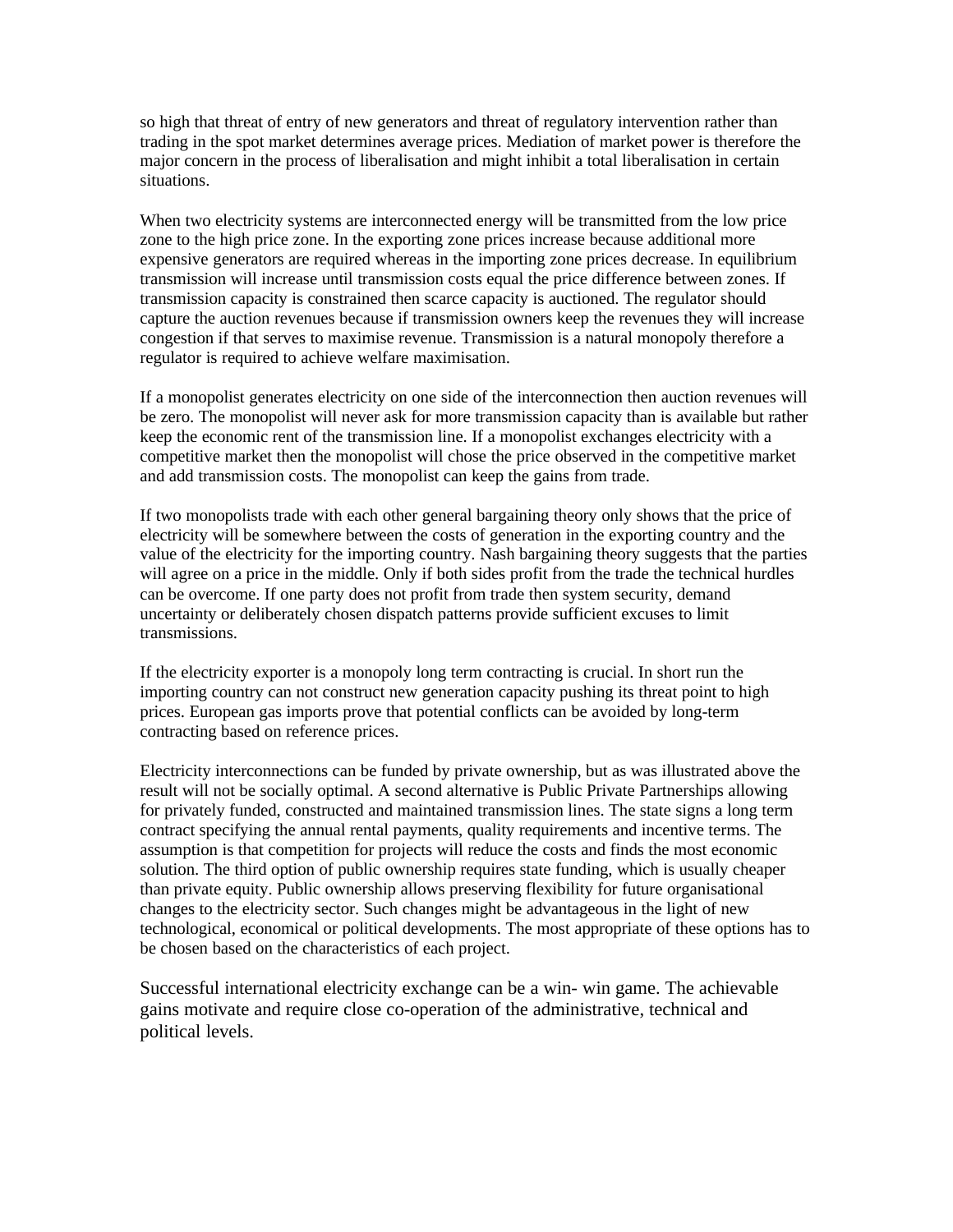so high that threat of entry of new generators and threat of regulatory intervention rather than trading in the spot market determines average prices. Mediation of market power is therefore the major concern in the process of liberalisation and might inhibit a total liberalisation in certain situations.

When two electricity systems are interconnected energy will be transmitted from the low price zone to the high price zone. In the exporting zone prices increase because additional more expensive generators are required whereas in the importing zone prices decrease. In equilibrium transmission will increase until transmission costs equal the price difference between zones. If transmission capacity is constrained then scarce capacity is auctioned. The regulator should capture the auction revenues because if transmission owners keep the revenues they will increase congestion if that serves to maximise revenue. Transmission is a natural monopoly therefore a regulator is required to achieve welfare maximisation.

If a monopolist generates electricity on one side of the interconnection then auction revenues will be zero. The monopolist will never ask for more transmission capacity than is available but rather keep the economic rent of the transmission line. If a monopolist exchanges electricity with a competitive market then the monopolist will chose the price observed in the competitive market and add transmission costs. The monopolist can keep the gains from trade.

If two monopolists trade with each other general bargaining theory only shows that the price of electricity will be somewhere between the costs of generation in the exporting country and the value of the electricity for the importing country. Nash bargaining theory suggests that the parties will agree on a price in the middle. Only if both sides profit from the trade the technical hurdles can be overcome. If one party does not profit from trade then system security, demand uncertainty or deliberately chosen dispatch patterns provide sufficient excuses to limit transmissions.

If the electricity exporter is a monopoly long term contracting is crucial. In short run the importing country can not construct new generation capacity pushing its threat point to high prices. European gas imports prove that potential conflicts can be avoided by long-term contracting based on reference prices.

Electricity interconnections can be funded by private ownership, but as was illustrated above the result will not be socially optimal. A second alternative is Public Private Partnerships allowing for privately funded, constructed and maintained transmission lines. The state signs a long term contract specifying the annual rental payments, quality requirements and incentive terms. The assumption is that competition for projects will reduce the costs and finds the most economic solution. The third option of public ownership requires state funding, which is usually cheaper than private equity. Public ownership allows preserving flexibility for future organisational changes to the electricity sector. Such changes might be advantageous in the light of new technological, economical or political developments. The most appropriate of these options has to be chosen based on the characteristics of each project.

Successful international electricity exchange can be a win- win game. The achievable gains motivate and require close co-operation of the administrative, technical and political levels.